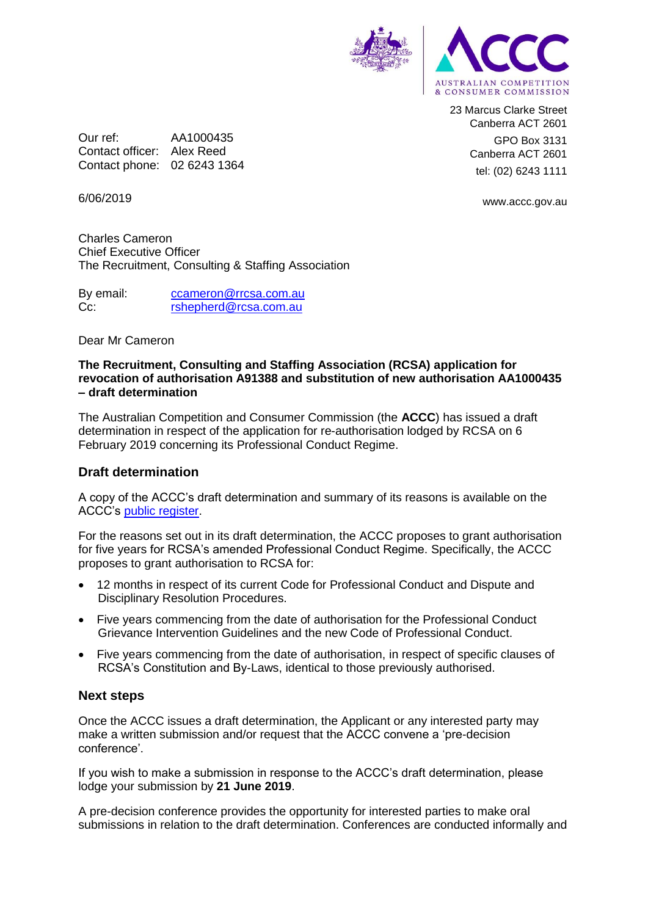23 Marcus Clarke Street
Canberra ACT 2601

GPO Box 3131
Canberra ACT 2601

tel: (02) 6243 1111

www.accc.gov.au

Our ref: AA1000435
Contact officer: Alex Reed
Contact phone: 02 6243 1364

6/06/2019

Charles Cameron
Chief Executive Officer
The Recruitment, Consulting & Staffing Association

By email: ccameron@rrcsa.com.au
Cc: rshepherd@rcsa.com.au

Dear Mr Cameron

**The Recruitment, Consulting and Staffing Association (RCSA) application for revocation of authorisation A91388 and substitution of new authorisation AA1000435 – draft determination**

The Australian Competition and Consumer Commission (the **ACCC**) has issued a draft determination in respect of the application for re-authorisation lodged by RCSA on 6 February 2019 concerning its Professional Conduct Regime.

## Draft determination

A copy of the ACCC's draft determination and summary of its reasons is available on the ACCC's public register.

For the reasons set out in its draft determination, the ACCC proposes to grant authorisation for five years for RCSA's amended Professional Conduct Regime. Specifically, the ACCC proposes to grant authorisation to RCSA for:

- 12 months in respect of its current Code for Professional Conduct and Dispute and Disciplinary Resolution Procedures.
- Five years commencing from the date of authorisation for the Professional Conduct Grievance Intervention Guidelines and the new Code of Professional Conduct.
- Five years commencing from the date of authorisation, in respect of specific clauses of RCSA's Constitution and By-Laws, identical to those previously authorised.

## Next steps

Once the ACCC issues a draft determination, the Applicant or any interested party may make a written submission and/or request that the ACCC convene a 'pre-decision conference'.

If you wish to make a submission in response to the ACCC's draft determination, please lodge your submission by **21 June 2019**.

A pre-decision conference provides the opportunity for interested parties to make oral submissions in relation to the draft determination. Conferences are conducted informally and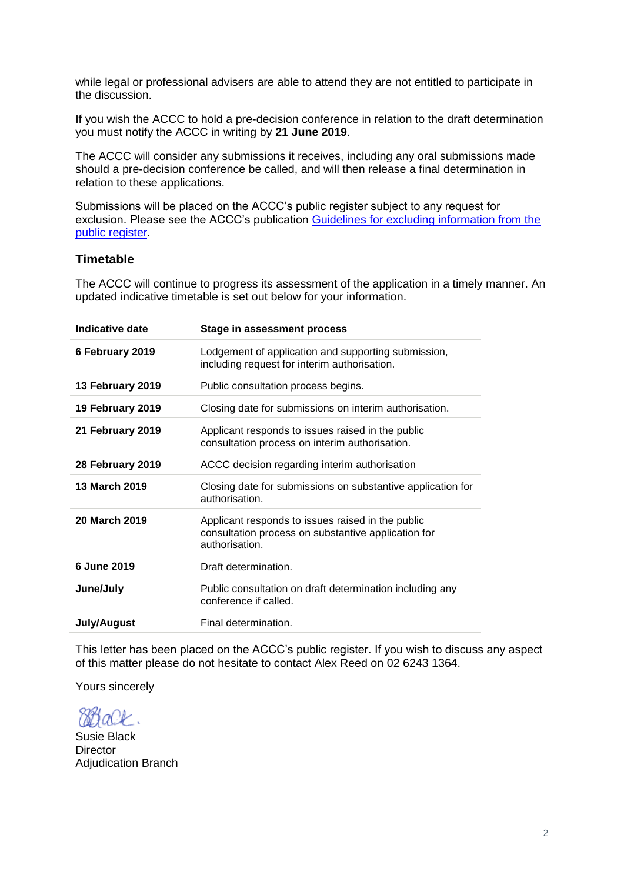while legal or professional advisers are able to attend they are not entitled to participate in the discussion.

If you wish the ACCC to hold a pre-decision conference in relation to the draft determination you must notify the ACCC in writing by **21 June 2019**.

The ACCC will consider any submissions it receives, including any oral submissions made should a pre-decision conference be called, and will then release a final determination in relation to these applications.

Submissions will be placed on the ACCC's public register subject to any request for exclusion. Please see the ACCC's publication [Guidelines for excluding information from the public register](#).

## Timetable

The ACCC will continue to progress its assessment of the application in a timely manner. An updated indicative timetable is set out below for your information.

| Indicative date | Stage in assessment process |
|---|---|
| **6 February 2019** | Lodgement of application and supporting submission, including request for interim authorisation. |
| **13 February 2019** | Public consultation process begins. |
| **19 February 2019** | Closing date for submissions on interim authorisation. |
| **21 February 2019** | Applicant responds to issues raised in the public consultation process on interim authorisation. |
| **28 February 2019** | ACCC decision regarding interim authorisation |
| **13 March 2019** | Closing date for submissions on substantive application for authorisation. |
| **20 March 2019** | Applicant responds to issues raised in the public consultation process on substantive application for authorisation. |
| **6 June 2019** | Draft determination. |
| **June/July** | Public consultation on draft determination including any conference if called. |
| **July/August** | Final determination. |

This letter has been placed on the ACCC's public register. If you wish to discuss any aspect of this matter please do not hesitate to contact Alex Reed on 02 6243 1364.

Yours sincerely

Susie Black
Director
Adjudication Branch